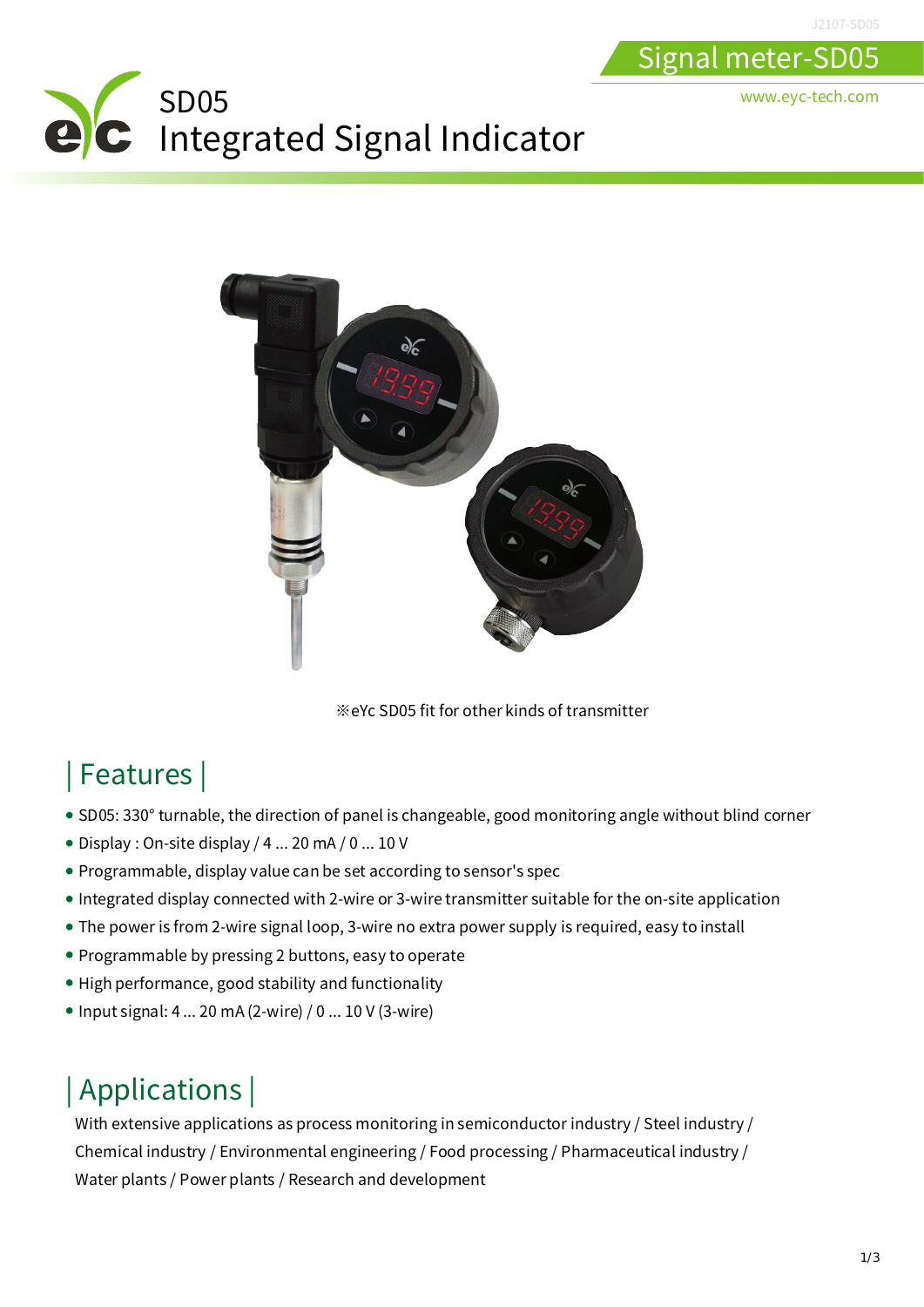# SD05 Integrated Signal Indicator

Signal meter-SD05

www.eyc-tech.com

※eYc SD05 fit for other kinds of transmitter

## | Features |

- SD05: 330° turnable, the direction of panel is changeable, good monitoring angle without blind corner
- Display : On-site display / 4 ... 20 mA / 0 ... 10 V
- Programmable, display value can be set according to sensor's spec
- Integrated display connected with 2-wire or 3-wire transmitter suitable for the on-site application
- The power is from 2-wire signal loop, 3-wire no extra power supply is required, easy to install
- Programmable by pressing 2 buttons, easy to operate
- High performance, good stability and functionality
- Input signal: 4 ... 20 mA (2-wire) / 0 ... 10 V (3-wire)

## | Applications |

With extensive applications as process monitoring in semiconductor industry / Steel industry / Chemical industry / Environmental engineering / Food processing / Pharmaceutical industry / Water plants / Power plants / Research and development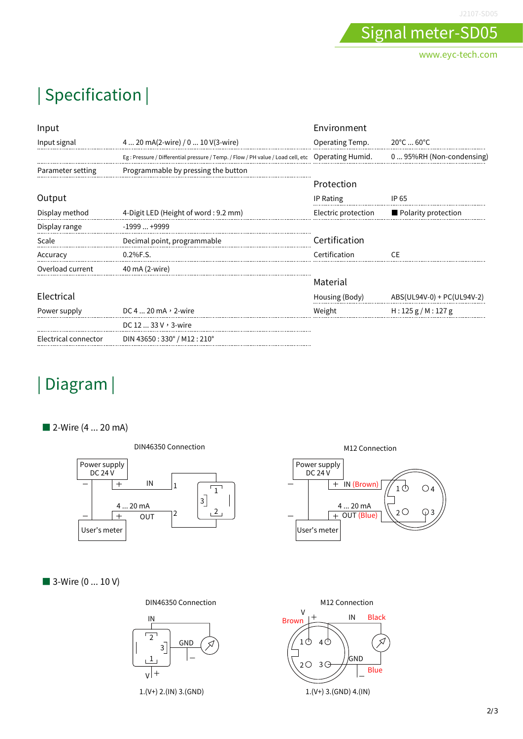# Signal meter-SD05

www.eyc-tech.com

## | Specification |

### Input

| | |
|---|---|
| Input signal | 4 ... 20 mA(2-wire) / 0 ... 10 V(3-wire) |
| | Eg : Pressure / Differential pressure / Temp. / Flow / PH value / Load cell, etc |
| Parameter setting | Programmable by pressing the button |

### Output

| | |
|---|---|
| Display method | 4-Digit LED (Height of word : 9.2 mm) |
| Display range | -1999 ... +9999 |
| Scale | Decimal point, programmable |
| Accuracy | 0.2%F.S. |
| Overload current | 40 mA (2-wire) |

### Electrical

| | |
|---|---|
| Power supply | DC 4 ... 20 mA，2-wire |
| | DC 12 ... 33 V，3-wire |
| Electrical connector | DIN 43650 : 330° / M12 : 210° |

### Environment

| | |
|---|---|
| Operating Temp. | 20°C ... 60°C |
| Operating Humid. | 0 ... 95%RH (Non-condensing) |

### Protection

| | |
|---|---|
| IP Rating | IP 65 |
| Electric protection | ■ Polarity protection |

### Certification

| | |
|---|---|
| Certification | CE |

### Material

| | |
|---|---|
| Housing (Body) | ABS(UL94V-0) + PC(UL94V-2) |
| Weight | H : 125 g / M : 127 g |

## | Diagram |

### ■ 2-Wire (4 ... 20 mA)

DIN46350 Connection

Power supply DC 24 V — + IN 1 — 4 ... 20 mA — + OUT 2 — User's meter

M12 Connection

Power supply DC 24 V — + IN (Brown) — 4 ... 20 mA — + OUT (Blue) — User's meter

### ■ 3-Wire (0 ... 10 V)

DIN46350 Connection

IN — GND — V +

1.(V+) 2.(IN) 3.(GND)

M12 Connection

V + Brown — IN Black — GND Blue

1.(V+) 3.(GND) 4.(IN)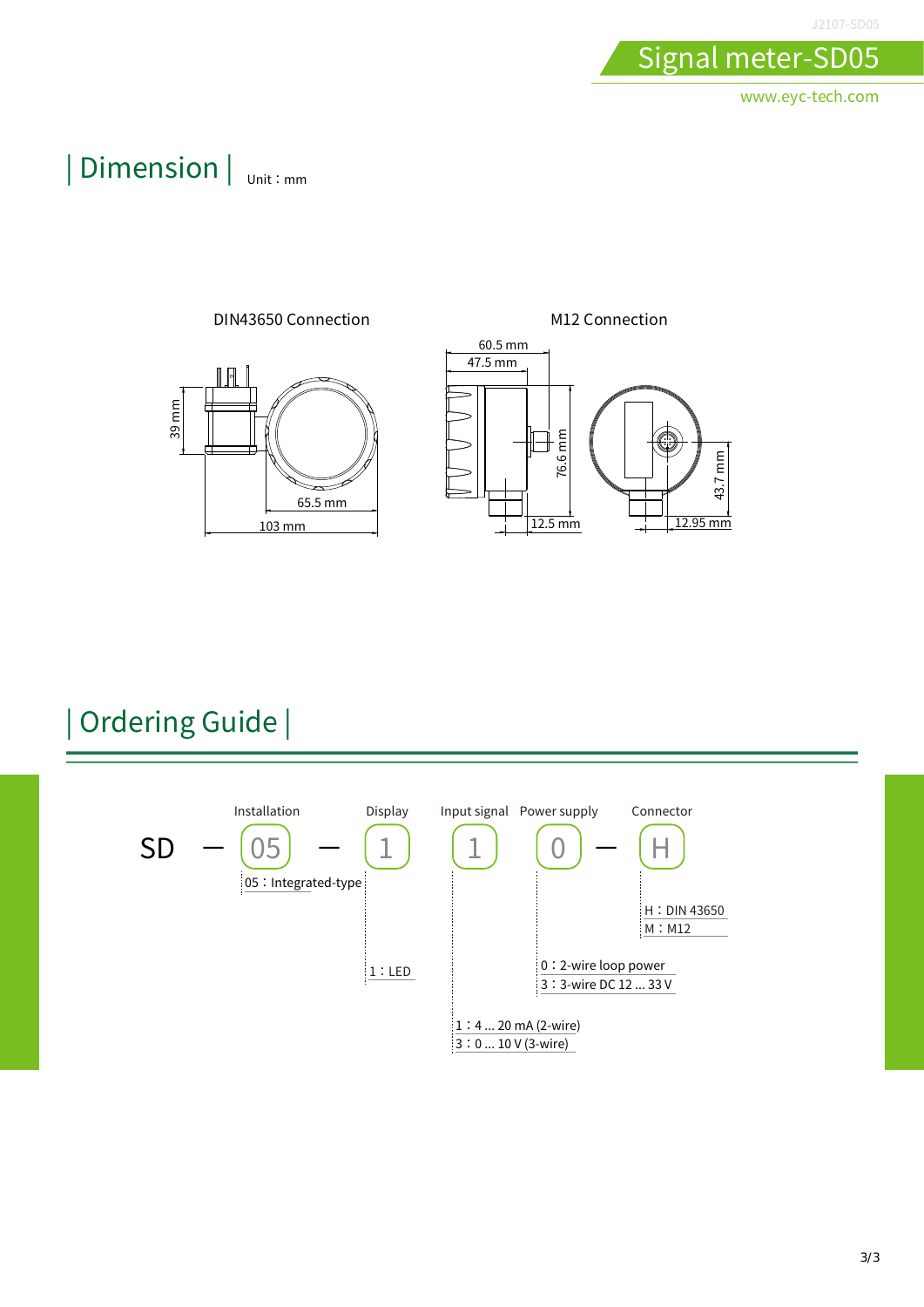## Dimension

Unit：mm

DIN43650 Connection

39 mm
65.5 mm
103 mm

M12 Connection

60.5 mm
47.5 mm
76.6 mm
12.5 mm
43.7 mm
12.95 mm

## Ordering Guide

SD — 05 — 1 1 0 — H

Installation: 05：Integrated-type

Display: 1：LED

Input signal:
- 1：4 ... 20 mA (2-wire)
- 3：0 ... 10 V (3-wire)

Power supply:
- 0：2-wire loop power
- 3：3-wire DC 12 ... 33 V

Connector:
- H：DIN 43650
- M：M12